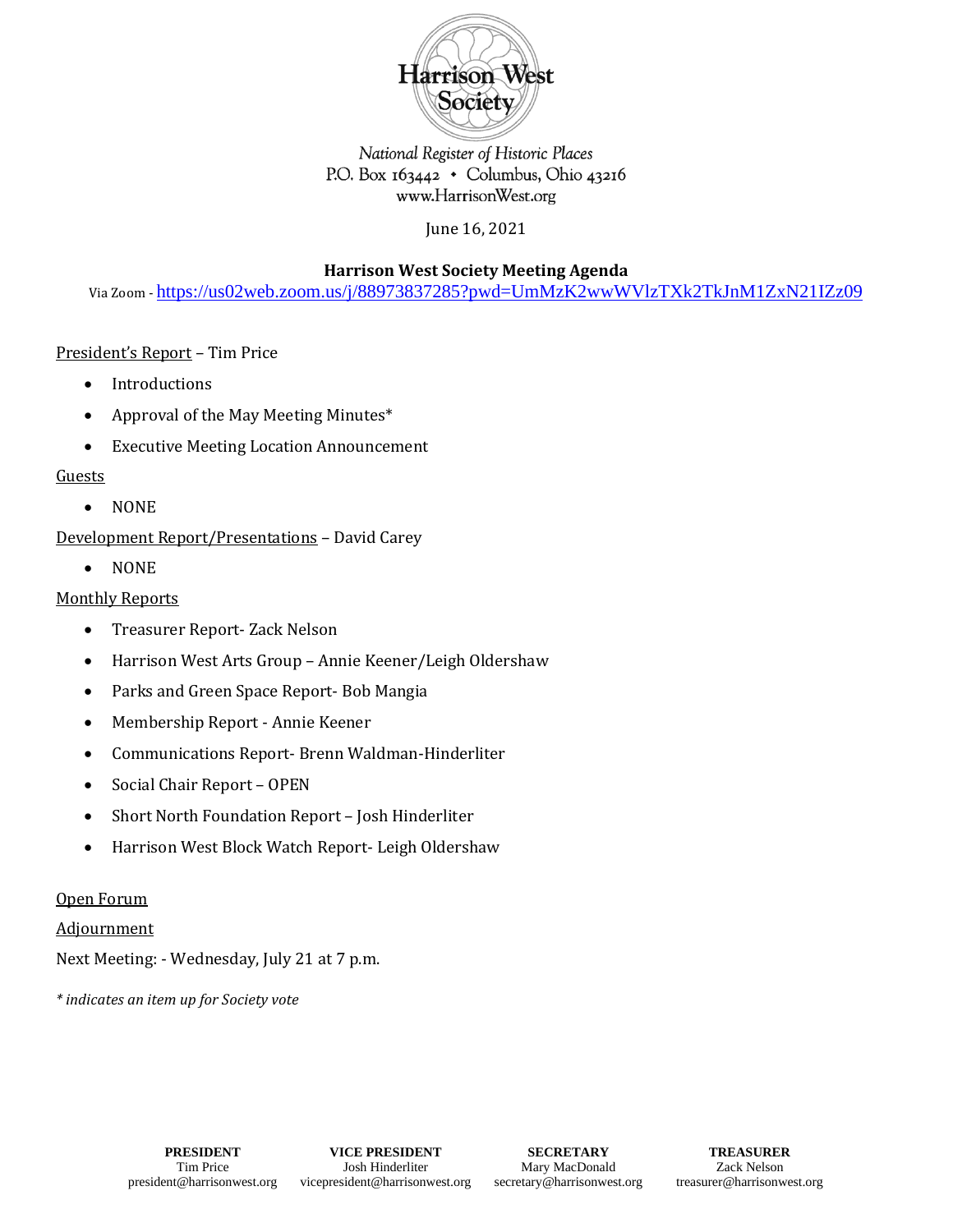Harrison West Society

*National Register of Historic Places*
P.O. Box 163442 • Columbus, Ohio 43216
www.HarrisonWest.org

June 16, 2021

**Harrison West Society Meeting Agenda**

Via Zoom - https://us02web.zoom.us/j/88973837285?pwd=UmMzK2wwWVlzTXk2TkJnM1ZxN21IZz09

<u>President's Report</u> – Tim Price

- Introductions
- Approval of the May Meeting Minutes*
- Executive Meeting Location Announcement

<u>Guests</u>

- NONE

<u>Development Report/Presentations</u> – David Carey

- NONE

<u>Monthly Reports</u>

- Treasurer Report- Zack Nelson
- Harrison West Arts Group – Annie Keener/Leigh Oldershaw
- Parks and Green Space Report- Bob Mangia
- Membership Report - Annie Keener
- Communications Report- Brenn Waldman-Hinderliter
- Social Chair Report – OPEN
- Short North Foundation Report – Josh Hinderliter
- Harrison West Block Watch Report- Leigh Oldershaw

<u>Open Forum</u>

<u>Adjournment</u>

Next Meeting: - Wednesday, July 21 at 7 p.m.

*\* indicates an item up for Society vote*

| PRESIDENT | VICE PRESIDENT | SECRETARY | TREASURER |
|---|---|---|---|
| Tim Price | Josh Hinderliter | Mary MacDonald | Zack Nelson |
| president@harrisonwest.org | vicepresident@harrisonwest.org | secretary@harrisonwest.org | treasurer@harrisonwest.org |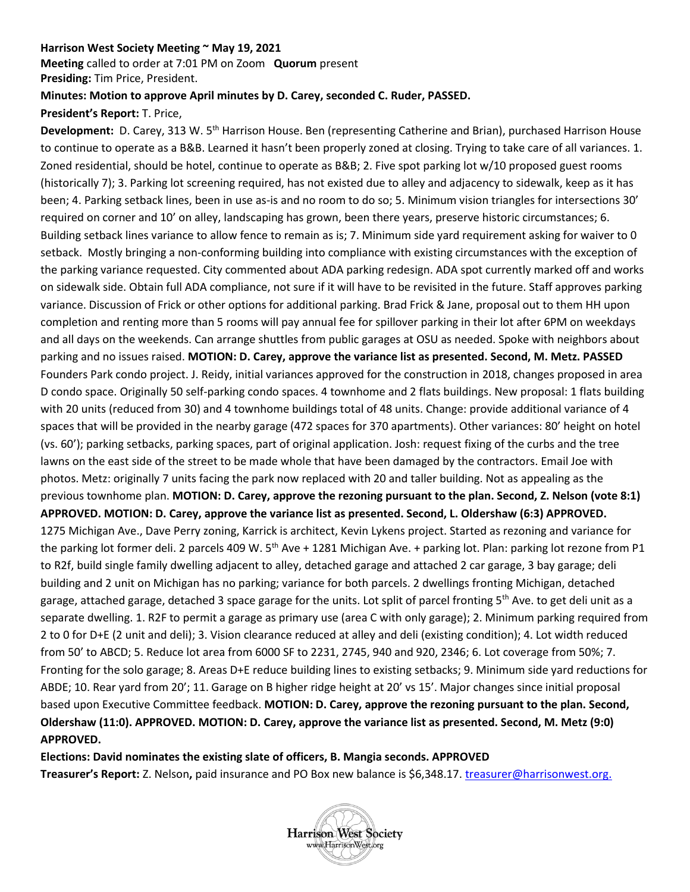**Harrison West Society Meeting ~ May 19, 2021**

**Meeting** called to order at 7:01 PM on Zoom **Quorum** present

**Presiding:** Tim Price, President.

**Minutes: Motion to approve April minutes by D. Carey, seconded C. Ruder, PASSED.**

**President's Report:** T. Price,

**Development:** D. Carey, 313 W. 5th Harrison House. Ben (representing Catherine and Brian), purchased Harrison House to continue to operate as a B&B. Learned it hasn't been properly zoned at closing. Trying to take care of all variances. 1. Zoned residential, should be hotel, continue to operate as B&B; 2. Five spot parking lot w/10 proposed guest rooms (historically 7); 3. Parking lot screening required, has not existed due to alley and adjacency to sidewalk, keep as it has been; 4. Parking setback lines, been in use as-is and no room to do so; 5. Minimum vision triangles for intersections 30' required on corner and 10' on alley, landscaping has grown, been there years, preserve historic circumstances; 6. Building setback lines variance to allow fence to remain as is; 7. Minimum side yard requirement asking for waiver to 0 setback. Mostly bringing a non-conforming building into compliance with existing circumstances with the exception of the parking variance requested. City commented about ADA parking redesign. ADA spot currently marked off and works on sidewalk side. Obtain full ADA compliance, not sure if it will have to be revisited in the future. Staff approves parking variance. Discussion of Frick or other options for additional parking. Brad Frick & Jane, proposal out to them HH upon completion and renting more than 5 rooms will pay annual fee for spillover parking in their lot after 6PM on weekdays and all days on the weekends. Can arrange shuttles from public garages at OSU as needed. Spoke with neighbors about parking and no issues raised. **MOTION: D. Carey, approve the variance list as presented. Second, M. Metz. PASSED**

Founders Park condo project. J. Reidy, initial variances approved for the construction in 2018, changes proposed in area D condo space. Originally 50 self-parking condo spaces. 4 townhome and 2 flats buildings. New proposal: 1 flats building with 20 units (reduced from 30) and 4 townhome buildings total of 48 units. Change: provide additional variance of 4 spaces that will be provided in the nearby garage (472 spaces for 370 apartments). Other variances: 80' height on hotel (vs. 60'); parking setbacks, parking spaces, part of original application. Josh: request fixing of the curbs and the tree lawns on the east side of the street to be made whole that have been damaged by the contractors. Email Joe with photos. Metz: originally 7 units facing the park now replaced with 20 and taller building. Not as appealing as the previous townhome plan. **MOTION: D. Carey, approve the rezoning pursuant to the plan. Second, Z. Nelson (vote 8:1) APPROVED. MOTION: D. Carey, approve the variance list as presented. Second, L. Oldershaw (6:3) APPROVED.**

1275 Michigan Ave., Dave Perry zoning, Karrick is architect, Kevin Lykens project. Started as rezoning and variance for the parking lot former deli. 2 parcels 409 W. 5th Ave + 1281 Michigan Ave. + parking lot. Plan: parking lot rezone from P1 to R2f, build single family dwelling adjacent to alley, detached garage and attached 2 car garage, 3 bay garage; deli building and 2 unit on Michigan has no parking; variance for both parcels. 2 dwellings fronting Michigan, detached garage, attached garage, detached 3 space garage for the units. Lot split of parcel fronting 5th Ave. to get deli unit as a separate dwelling. 1. R2F to permit a garage as primary use (area C with only garage); 2. Minimum parking required from 2 to 0 for D+E (2 unit and deli); 3. Vision clearance reduced at alley and deli (existing condition); 4. Lot width reduced from 50' to ABCD; 5. Reduce lot area from 6000 SF to 2231, 2745, 940 and 920, 2346; 6. Lot coverage from 50%; 7. Fronting for the solo garage; 8. Areas D+E reduce building lines to existing setbacks; 9. Minimum side yard reductions for ABDE; 10. Rear yard from 20'; 11. Garage on B higher ridge height at 20' vs 15'. Major changes since initial proposal based upon Executive Committee feedback. **MOTION: D. Carey, approve the rezoning pursuant to the plan. Second, Oldershaw (11:0). APPROVED. MOTION: D. Carey, approve the variance list as presented. Second, M. Metz (9:0) APPROVED.**

**Elections: David nominates the existing slate of officers, B. Mangia seconds. APPROVED**

**Treasurer's Report:** Z. Nelson**,** paid insurance and PO Box new balance is $6,348.17. treasurer@harrisonwest.org.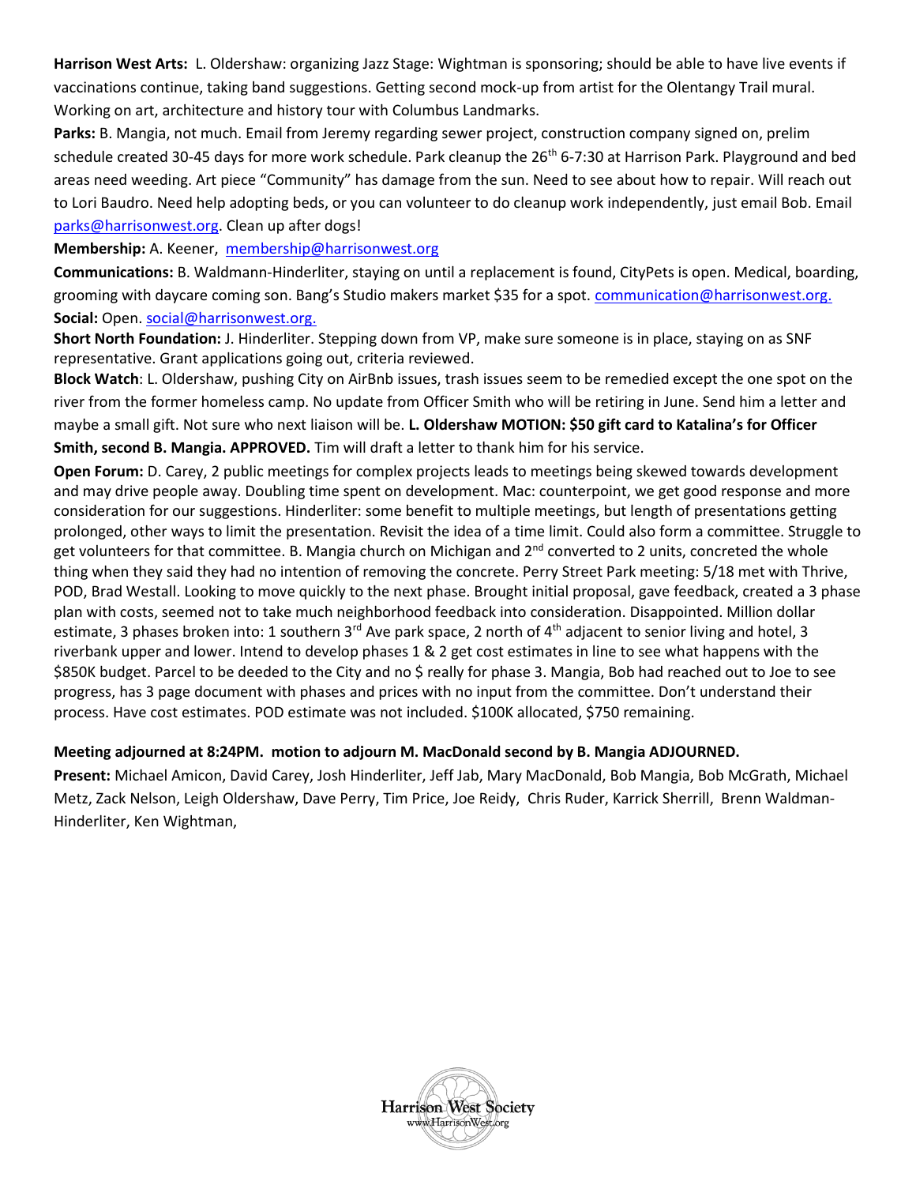**Harrison West Arts:** L. Oldershaw: organizing Jazz Stage: Wightman is sponsoring; should be able to have live events if vaccinations continue, taking band suggestions. Getting second mock-up from artist for the Olentangy Trail mural. Working on art, architecture and history tour with Columbus Landmarks.

**Parks:** B. Mangia, not much. Email from Jeremy regarding sewer project, construction company signed on, prelim schedule created 30-45 days for more work schedule. Park cleanup the 26th 6-7:30 at Harrison Park. Playground and bed areas need weeding. Art piece "Community" has damage from the sun. Need to see about how to repair. Will reach out to Lori Baudro. Need help adopting beds, or you can volunteer to do cleanup work independently, just email Bob. Email parks@harrisonwest.org. Clean up after dogs!

**Membership:** A. Keener, membership@harrisonwest.org

**Communications:** B. Waldmann-Hinderliter, staying on until a replacement is found, CityPets is open. Medical, boarding, grooming with daycare coming son. Bang's Studio makers market $35 for a spot. communication@harrisonwest.org.

**Social:** Open. social@harrisonwest.org.

**Short North Foundation:** J. Hinderliter. Stepping down from VP, make sure someone is in place, staying on as SNF representative. Grant applications going out, criteria reviewed.

**Block Watch**: L. Oldershaw, pushing City on AirBnb issues, trash issues seem to be remedied except the one spot on the river from the former homeless camp. No update from Officer Smith who will be retiring in June. Send him a letter and maybe a small gift. Not sure who next liaison will be. **L. Oldershaw MOTION: $50 gift card to Katalina's for Officer Smith, second B. Mangia. APPROVED.** Tim will draft a letter to thank him for his service.

**Open Forum:** D. Carey, 2 public meetings for complex projects leads to meetings being skewed towards development and may drive people away. Doubling time spent on development. Mac: counterpoint, we get good response and more consideration for our suggestions. Hinderliter: some benefit to multiple meetings, but length of presentations getting prolonged, other ways to limit the presentation. Revisit the idea of a time limit. Could also form a committee. Struggle to get volunteers for that committee. B. Mangia church on Michigan and 2nd converted to 2 units, concreted the whole thing when they said they had no intention of removing the concrete. Perry Street Park meeting: 5/18 met with Thrive, POD, Brad Westall. Looking to move quickly to the next phase. Brought initial proposal, gave feedback, created a 3 phase plan with costs, seemed not to take much neighborhood feedback into consideration. Disappointed. Million dollar estimate, 3 phases broken into: 1 southern 3rd Ave park space, 2 north of 4th adjacent to senior living and hotel, 3 riverbank upper and lower. Intend to develop phases 1 & 2 get cost estimates in line to see what happens with the $850K budget. Parcel to be deeded to the City and no $ really for phase 3. Mangia, Bob had reached out to Joe to see progress, has 3 page document with phases and prices with no input from the committee. Don't understand their process. Have cost estimates. POD estimate was not included. $100K allocated, $750 remaining.

**Meeting adjourned at 8:24PM. motion to adjourn M. MacDonald second by B. Mangia ADJOURNED.**

**Present:** Michael Amicon, David Carey, Josh Hinderliter, Jeff Jab, Mary MacDonald, Bob Mangia, Bob McGrath, Michael Metz, Zack Nelson, Leigh Oldershaw, Dave Perry, Tim Price, Joe Reidy, Chris Ruder, Karrick Sherrill, Brenn Waldman-Hinderliter, Ken Wightman,

Harrison West Society
www.HarrisonWest.org